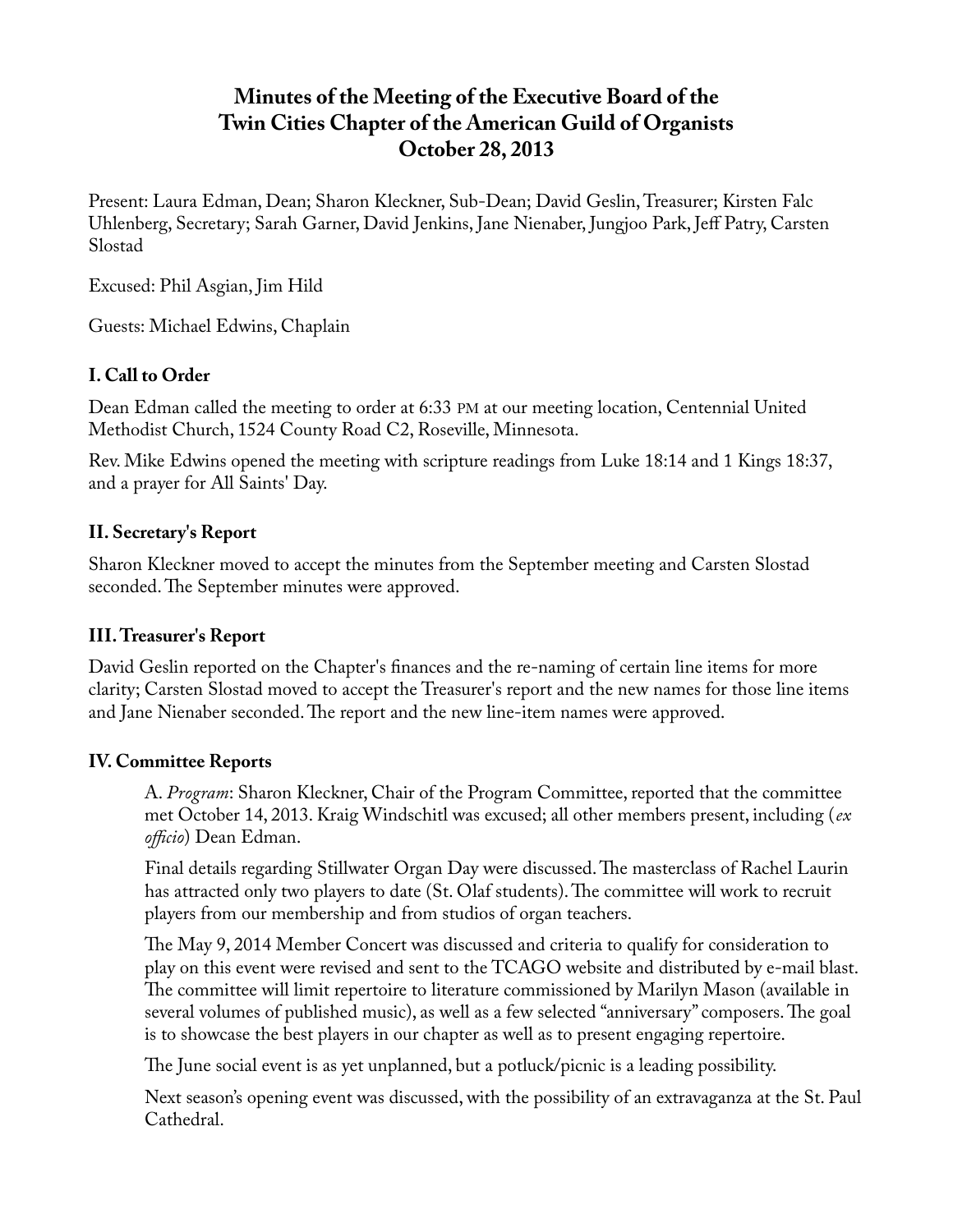# Minutes of the Meeting of the Executive Board of the Twin Cities Chapter of the American Guild of Organists October 28, 2013

Present: Laura Edman, Dean; Sharon Kleckner, Sub-Dean; David Geslin, Treasurer; Kirsten Falc Uhlenberg, Secretary; Sarah Garner, David Jenkins, Jane Nienaber, Jungjoo Park, Jeff Patry, Carsten Slostad

Excused: Phil Asgian, Jim Hild

Guests: Michael Edwins, Chaplain

## I. Call to Order

Dean Edman called the meeting to order at 6:33 PM at our meeting location, Centennial United Methodist Church, 1524 County Road C2, Roseville, Minnesota.

Rev. Mike Edwins opened the meeting with scripture readings from Luke 18:14 and 1 Kings 18:37, and a prayer for All Saints' Day.

## II. Secretary's Report

Sharon Kleckner moved to accept the minutes from the September meeting and Carsten Slostad seconded. The September minutes were approved.

## III. Treasurer's Report

David Geslin reported on the Chapter's finances and the re-naming of certain line items for more clarity; Carsten Slostad moved to accept the Treasurer's report and the new names for those line items and Jane Nienaber seconded. The report and the new line-item names were approved.

## IV. Committee Reports

A. *Program*: Sharon Kleckner, Chair of the Program Committee, reported that the committee met October 14, 2013. Kraig Windschitl was excused; all other members present, including (*ex officio*) Dean Edman.

Final details regarding Stillwater Organ Day were discussed. The masterclass of Rachel Laurin has attracted only two players to date (St. Olaf students). The committee will work to recruit players from our membership and from studios of organ teachers.

The May 9, 2014 Member Concert was discussed and criteria to qualify for consideration to play on this event were revised and sent to the TCAGO website and distributed by e-mail blast. The committee will limit repertoire to literature commissioned by Marilyn Mason (available in several volumes of published music), as well as a few selected "anniversary" composers. The goal is to showcase the best players in our chapter as well as to present engaging repertoire.

The June social event is as yet unplanned, but a potluck/picnic is a leading possibility.

Next season's opening event was discussed, with the possibility of an extravaganza at the St. Paul Cathedral.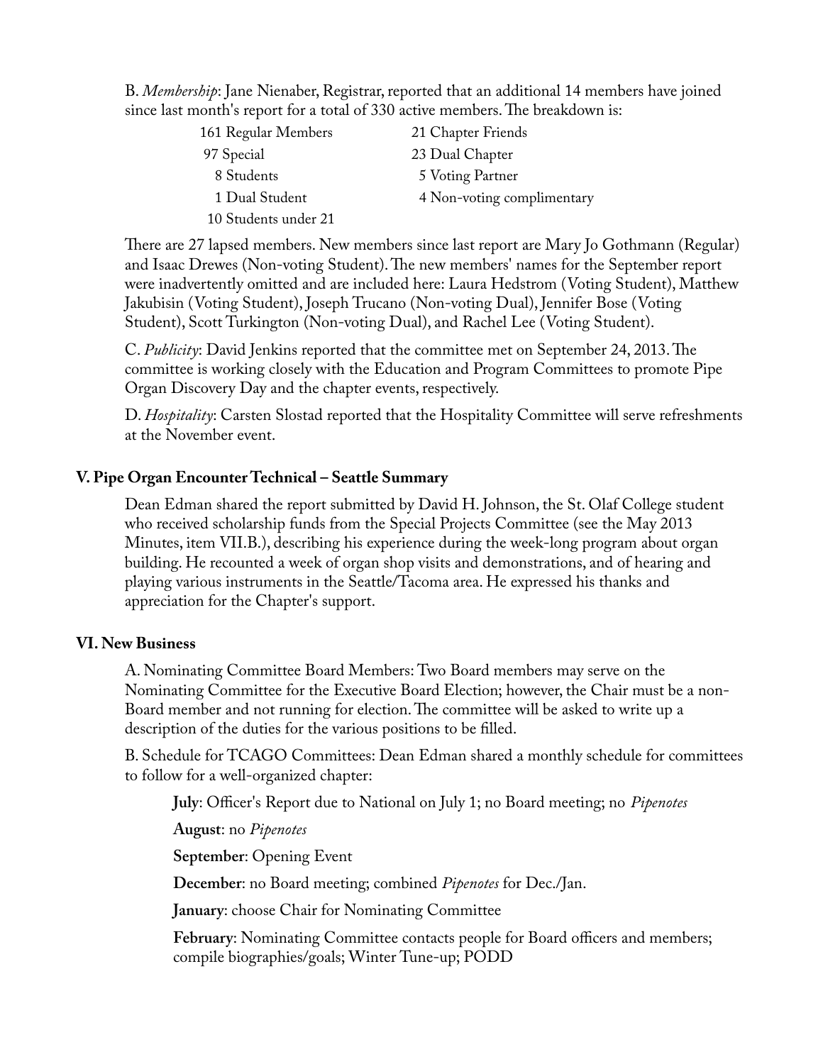B. *Membership*: Jane Nienaber, Registrar, reported that an additional 14 members have joined since last month's report for a total of 330 active members. The breakdown is:

| | |
|---|---|
| 161 Regular Members | 21 Chapter Friends |
| 97 Special | 23 Dual Chapter |
| 8 Students | 5 Voting Partner |
| 1 Dual Student | 4 Non-voting complimentary |
| 10 Students under 21 | |

There are 27 lapsed members. New members since last report are Mary Jo Gothmann (Regular) and Isaac Drewes (Non-voting Student). The new members' names for the September report were inadvertently omitted and are included here: Laura Hedstrom (Voting Student), Matthew Jakubisin (Voting Student), Joseph Trucano (Non-voting Dual), Jennifer Bose (Voting Student), Scott Turkington (Non-voting Dual), and Rachel Lee (Voting Student).

C. *Publicity*: David Jenkins reported that the committee met on September 24, 2013. The committee is working closely with the Education and Program Committees to promote Pipe Organ Discovery Day and the chapter events, respectively.

D. *Hospitality*: Carsten Slostad reported that the Hospitality Committee will serve refreshments at the November event.

### V. Pipe Organ Encounter Technical – Seattle Summary

Dean Edman shared the report submitted by David H. Johnson, the St. Olaf College student who received scholarship funds from the Special Projects Committee (see the May 2013 Minutes, item VII.B.), describing his experience during the week-long program about organ building. He recounted a week of organ shop visits and demonstrations, and of hearing and playing various instruments in the Seattle/Tacoma area. He expressed his thanks and appreciation for the Chapter's support.

### VI. New Business

A. Nominating Committee Board Members: Two Board members may serve on the Nominating Committee for the Executive Board Election; however, the Chair must be a non-Board member and not running for election. The committee will be asked to write up a description of the duties for the various positions to be filled.

B. Schedule for TCAGO Committees: Dean Edman shared a monthly schedule for committees to follow for a well-organized chapter:

**July**: Officer's Report due to National on July 1; no Board meeting; no *Pipenotes*

**August**: no *Pipenotes*

**September**: Opening Event

**December**: no Board meeting; combined *Pipenotes* for Dec./Jan.

**January**: choose Chair for Nominating Committee

**February**: Nominating Committee contacts people for Board officers and members; compile biographies/goals; Winter Tune-up; PODD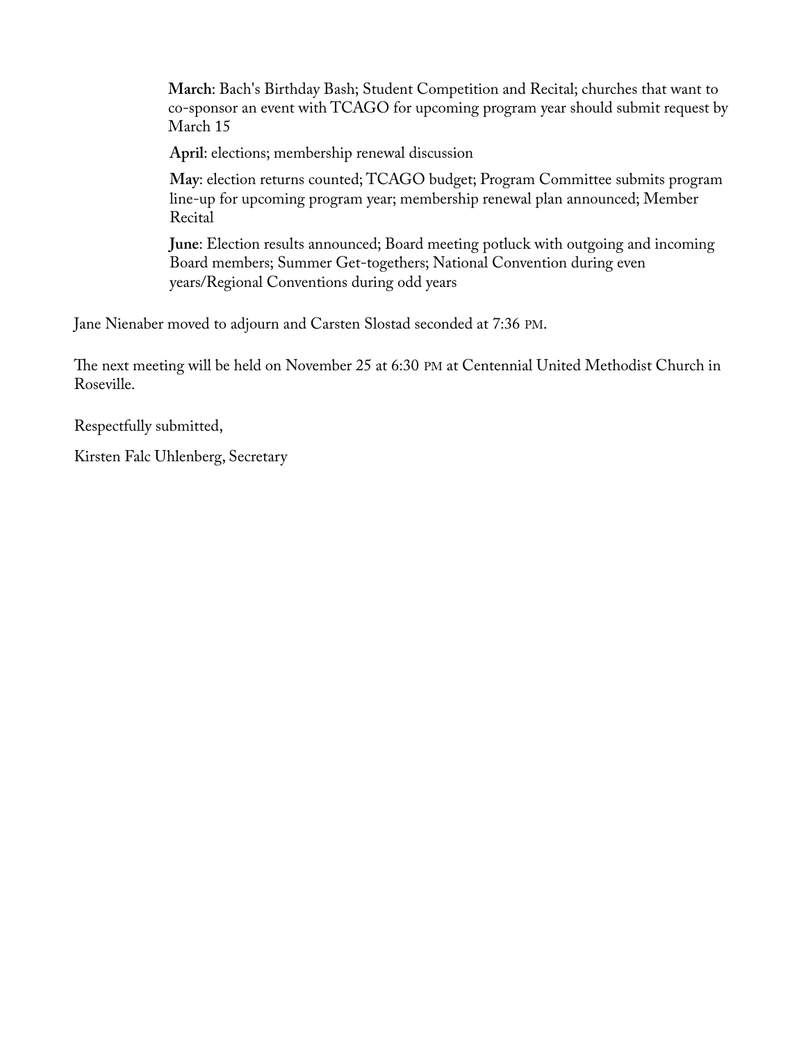**March**: Bach's Birthday Bash; Student Competition and Recital; churches that want to co-sponsor an event with TCAGO for upcoming program year should submit request by March 15

**April**: elections; membership renewal discussion

**May**: election returns counted; TCAGO budget; Program Committee submits program line-up for upcoming program year; membership renewal plan announced; Member Recital

**June**: Election results announced; Board meeting potluck with outgoing and incoming Board members; Summer Get-togethers; National Convention during even years/Regional Conventions during odd years

Jane Nienaber moved to adjourn and Carsten Slostad seconded at 7:36 PM.

The next meeting will be held on November 25 at 6:30 PM at Centennial United Methodist Church in Roseville.

Respectfully submitted,

Kirsten Falc Uhlenberg, Secretary